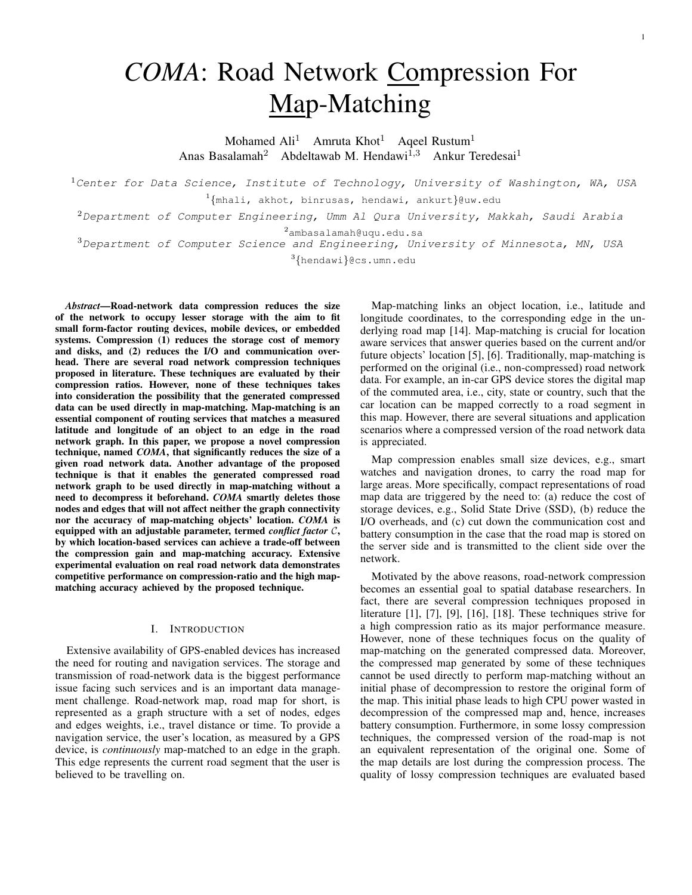# *COMA*: Road Network Compression For Map-Matching

Mohamed Ali[1] Amruta Khot[1] Aqeel Rustum[1]
Anas Basalamah[2] Abdeltawab M. Hendawi[1,3] Ankur Teredesai[1]

[1]*Center for Data Science, Institute of Technology, University of Washington, WA, USA*
[1]{mhali, akhot, binrusas, hendawi, ankurt}@uw.edu
[2]*Department of Computer Engineering, Umm Al Qura University, Makkah, Saudi Arabia*
[2]ambasalamah@uqu.edu.sa
[3]*Department of Computer Science and Engineering, University of Minnesota, MN, USA*
[3]{hendawi}@cs.umn.edu

***Abstract*—Road-network data compression reduces the size of the network to occupy lesser storage with the aim to fit small form-factor routing devices, mobile devices, or embedded systems. Compression (1) reduces the storage cost of memory and disks, and (2) reduces the I/O and communication overhead. There are several road network compression techniques proposed in literature. These techniques are evaluated by their compression ratios. However, none of these techniques takes into consideration the possibility that the generated compressed data can be used directly in map-matching. Map-matching is an essential component of routing services that matches a measured latitude and longitude of an object to an edge in the road network graph. In this paper, we propose a novel compression technique, named *COMA*, that significantly reduces the size of a given road network data. Another advantage of the proposed technique is that it enables the generated compressed road network graph to be used directly in map-matching without a need to decompress it beforehand. *COMA* smartly deletes those nodes and edges that will not affect neither the graph connectivity nor the accuracy of map-matching objects' location. *COMA* is equipped with an adjustable parameter, termed *conflict factor* $\mathcal{C}$, by which location-based services can achieve a trade-off between the compression gain and map-matching accuracy. Extensive experimental evaluation on real road network data demonstrates competitive performance on compression-ratio and the high map-matching accuracy achieved by the proposed technique.**

## I. Introduction

Extensive availability of GPS-enabled devices has increased the need for routing and navigation services. The storage and transmission of road-network data is the biggest performance issue facing such services and is an important data management challenge. Road-network map, road map for short, is represented as a graph structure with a set of nodes, edges and edges weights, i.e., travel distance or time. To provide a navigation service, the user's location, as measured by a GPS device, is *continuously* map-matched to an edge in the graph. This edge represents the current road segment that the user is believed to be travelling on.

Map-matching links an object location, i.e., latitude and longitude coordinates, to the corresponding edge in the underlying road map [14]. Map-matching is crucial for location aware services that answer queries based on the current and/or future objects' location [5], [6]. Traditionally, map-matching is performed on the original (i.e., non-compressed) road network data. For example, an in-car GPS device stores the digital map of the commuted area, i.e., city, state or country, such that the car location can be mapped correctly to a road segment in this map. However, there are several situations and application scenarios where a compressed version of the road network data is appreciated.

Map compression enables small size devices, e.g., smart watches and navigation drones, to carry the road map for large areas. More specifically, compact representations of road map data are triggered by the need to: (a) reduce the cost of storage devices, e.g., Solid State Drive (SSD), (b) reduce the I/O overheads, and (c) cut down the communication cost and battery consumption in the case that the road map is stored on the server side and is transmitted to the client side over the network.

Motivated by the above reasons, road-network compression becomes an essential goal to spatial database researchers. In fact, there are several compression techniques proposed in literature [1], [7], [9], [16], [18]. These techniques strive for a high compression ratio as its major performance measure. However, none of these techniques focus on the quality of map-matching on the generated compressed data. Moreover, the compressed map generated by some of these techniques cannot be used directly to perform map-matching without an initial phase of decompression to restore the original form of the map. This initial phase leads to high CPU power wasted in decompression of the compressed map and, hence, increases battery consumption. Furthermore, in some lossy compression techniques, the compressed version of the road-map is not an equivalent representation of the original one. Some of the map details are lost during the compression process. The quality of lossy compression techniques are evaluated based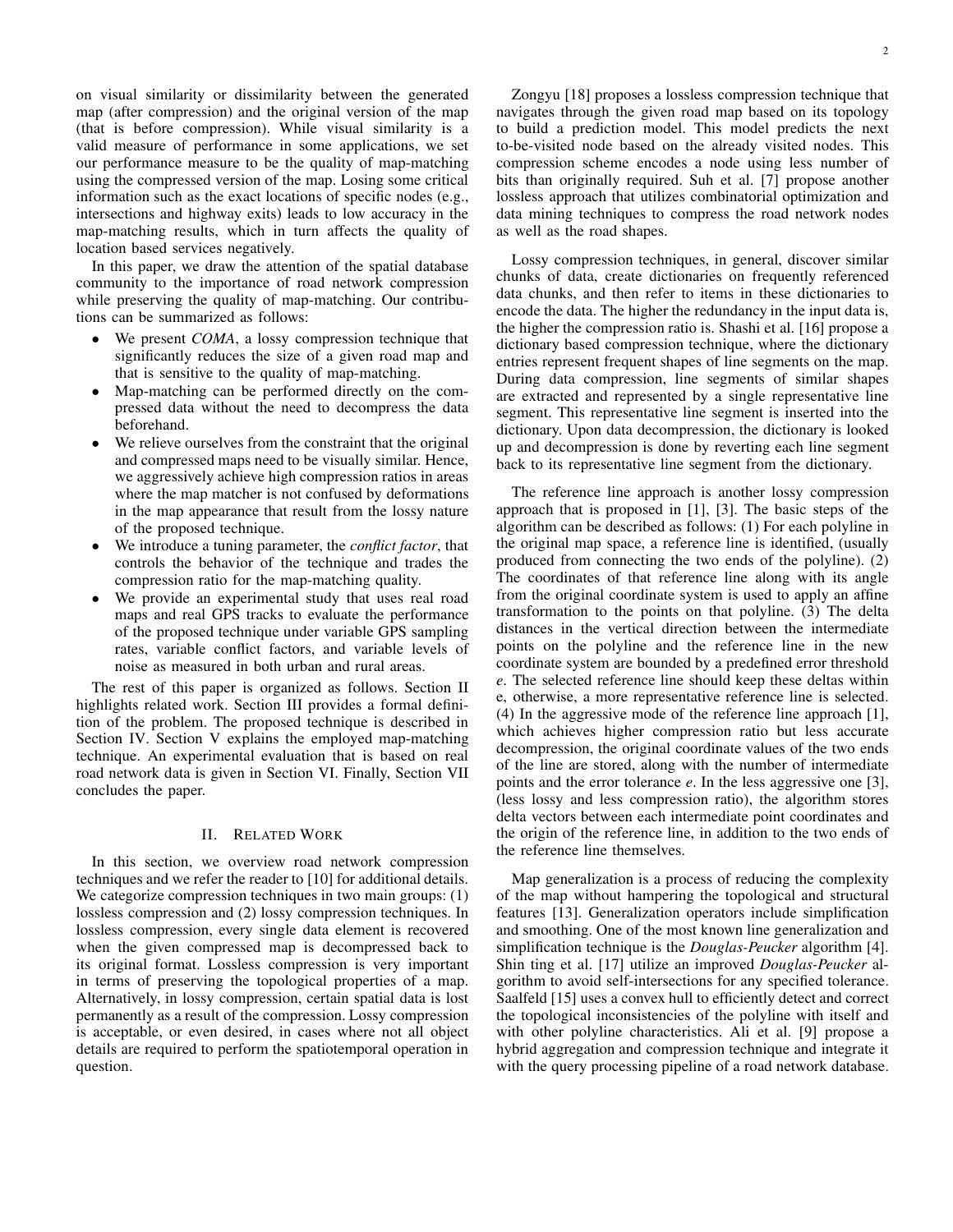on visual similarity or dissimilarity between the generated map (after compression) and the original version of the map (that is before compression). While visual similarity is a valid measure of performance in some applications, we set our performance measure to be the quality of map-matching using the compressed version of the map. Losing some critical information such as the exact locations of specific nodes (e.g., intersections and highway exits) leads to low accuracy in the map-matching results, which in turn affects the quality of location based services negatively.

In this paper, we draw the attention of the spatial database community to the importance of road network compression while preserving the quality of map-matching. Our contributions can be summarized as follows:

- We present *COMA*, a lossy compression technique that significantly reduces the size of a given road map and that is sensitive to the quality of map-matching.
- Map-matching can be performed directly on the compressed data without the need to decompress the data beforehand.
- We relieve ourselves from the constraint that the original and compressed maps need to be visually similar. Hence, we aggressively achieve high compression ratios in areas where the map matcher is not confused by deformations in the map appearance that result from the lossy nature of the proposed technique.
- We introduce a tuning parameter, the *conflict factor*, that controls the behavior of the technique and trades the compression ratio for the map-matching quality.
- We provide an experimental study that uses real road maps and real GPS tracks to evaluate the performance of the proposed technique under variable GPS sampling rates, variable conflict factors, and variable levels of noise as measured in both urban and rural areas.

The rest of this paper is organized as follows. Section II highlights related work. Section III provides a formal definition of the problem. The proposed technique is described in Section IV. Section V explains the employed map-matching technique. An experimental evaluation that is based on real road network data is given in Section VI. Finally, Section VII concludes the paper.

## II. Related Work

In this section, we overview road network compression techniques and we refer the reader to [10] for additional details. We categorize compression techniques in two main groups: (1) lossless compression and (2) lossy compression techniques. In lossless compression, every single data element is recovered when the given compressed map is decompressed back to its original format. Lossless compression is very important in terms of preserving the topological properties of a map. Alternatively, in lossy compression, certain spatial data is lost permanently as a result of the compression. Lossy compression is acceptable, or even desired, in cases where not all object details are required to perform the spatiotemporal operation in question.

Zongyu [18] proposes a lossless compression technique that navigates through the given road map based on its topology to build a prediction model. This model predicts the next to-be-visited node based on the already visited nodes. This compression scheme encodes a node using less number of bits than originally required. Suh et al. [7] propose another lossless approach that utilizes combinatorial optimization and data mining techniques to compress the road network nodes as well as the road shapes.

Lossy compression techniques, in general, discover similar chunks of data, create dictionaries on frequently referenced data chunks, and then refer to items in these dictionaries to encode the data. The higher the redundancy in the input data is, the higher the compression ratio is. Shashi et al. [16] propose a dictionary based compression technique, where the dictionary entries represent frequent shapes of line segments on the map. During data compression, line segments of similar shapes are extracted and represented by a single representative line segment. This representative line segment is inserted into the dictionary. Upon data decompression, the dictionary is looked up and decompression is done by reverting each line segment back to its representative line segment from the dictionary.

The reference line approach is another lossy compression approach that is proposed in [1], [3]. The basic steps of the algorithm can be described as follows: (1) For each polyline in the original map space, a reference line is identified, (usually produced from connecting the two ends of the polyline). (2) The coordinates of that reference line along with its angle from the original coordinate system is used to apply an affine transformation to the points on that polyline. (3) The delta distances in the vertical direction between the intermediate points on the polyline and the reference line in the new coordinate system are bounded by a predefined error threshold *e*. The selected reference line should keep these deltas within e, otherwise, a more representative reference line is selected. (4) In the aggressive mode of the reference line approach [1], which achieves higher compression ratio but less accurate decompression, the original coordinate values of the two ends of the line are stored, along with the number of intermediate points and the error tolerance *e*. In the less aggressive one [3], (less lossy and less compression ratio), the algorithm stores delta vectors between each intermediate point coordinates and the origin of the reference line, in addition to the two ends of the reference line themselves.

Map generalization is a process of reducing the complexity of the map without hampering the topological and structural features [13]. Generalization operators include simplification and smoothing. One of the most known line generalization and simplification technique is the *Douglas-Peucker* algorithm [4]. Shin ting et al. [17] utilize an improved *Douglas-Peucker* algorithm to avoid self-intersections for any specified tolerance. Saalfeld [15] uses a convex hull to efficiently detect and correct the topological inconsistencies of the polyline with itself and with other polyline characteristics. Ali et al. [9] propose a hybrid aggregation and compression technique and integrate it with the query processing pipeline of a road network database.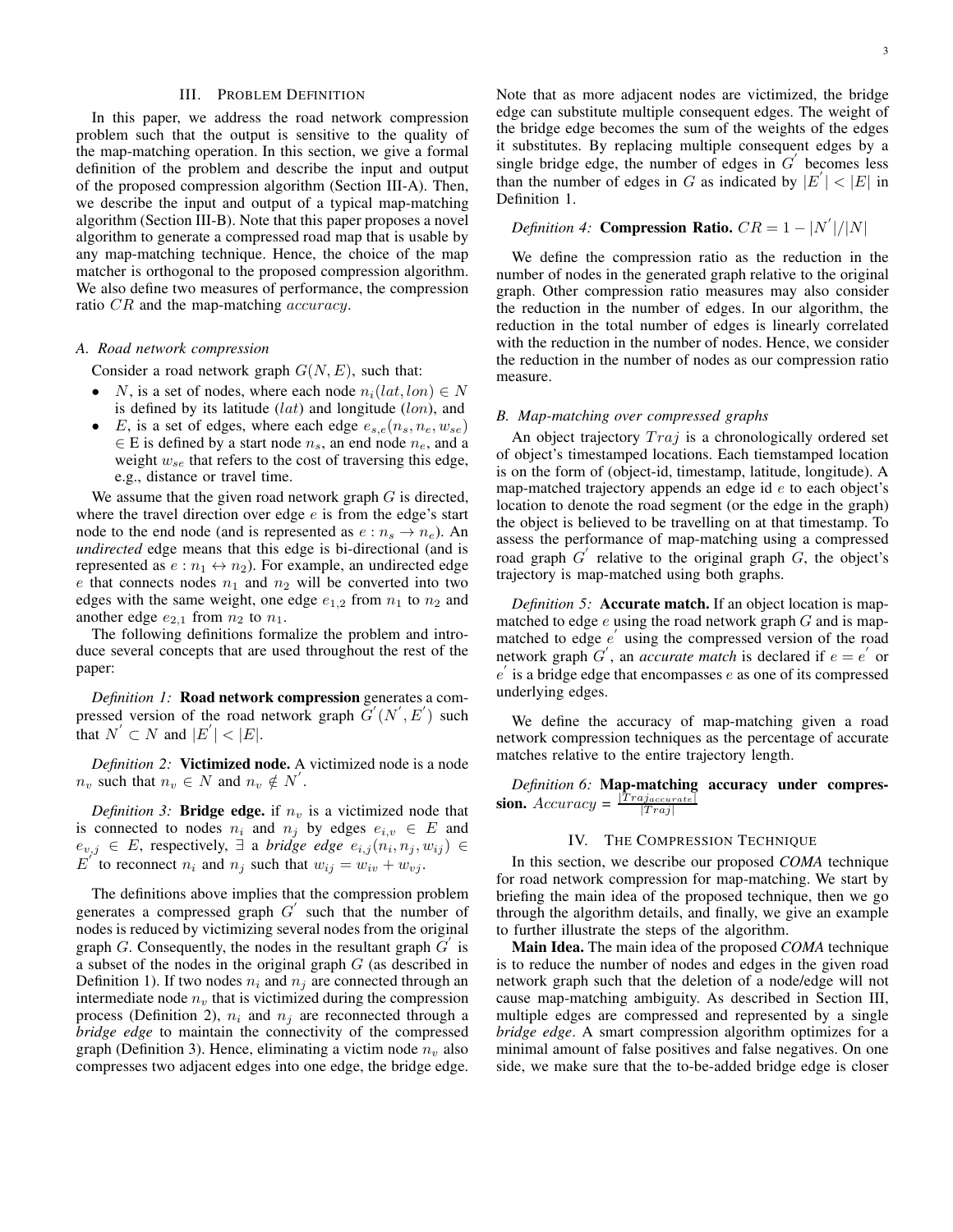## III. Problem Definition

In this paper, we address the road network compression problem such that the output is sensitive to the quality of the map-matching operation. In this section, we give a formal definition of the problem and describe the input and output of the proposed compression algorithm (Section III-A). Then, we describe the input and output of a typical map-matching algorithm (Section III-B). Note that this paper proposes a novel algorithm to generate a compressed road map that is usable by any map-matching technique. Hence, the choice of the map matcher is orthogonal to the proposed compression algorithm. We also define two measures of performance, the compression ratio $CR$ and the map-matching $accuracy$.

### A. Road network compression

Consider a road network graph $G(N, E)$, such that:

- $N$, is a set of nodes, where each node $n_i(lat, lon) \in N$ is defined by its latitude ($lat$) and longitude ($lon$), and
- $E$, is a set of edges, where each edge $e_{s,e}(n_s, n_e, w_{se})$ $\in$ E is defined by a start node $n_s$, an end node $n_e$, and a weight $w_{se}$ that refers to the cost of traversing this edge, e.g., distance or travel time.

We assume that the given road network graph $G$ is directed, where the travel direction over edge $e$ is from the edge's start node to the end node (and is represented as $e : n_s \rightarrow n_e$). An *undirected* edge means that this edge is bi-directional (and is represented as $e : n_1 \leftrightarrow n_2$). For example, an undirected edge $e$ that connects nodes $n_1$ and $n_2$ will be converted into two edges with the same weight, one edge $e_{1,2}$ from $n_1$ to $n_2$ and another edge $e_{2,1}$ from $n_2$ to $n_1$.

The following definitions formalize the problem and introduce several concepts that are used throughout the rest of the paper:

*Definition 1:* **Road network compression** generates a compressed version of the road network graph $G^{'}(N^{'}, E^{'})$ such that $N^{'} \subset N$ and $|E^{'}| < |E|$.

*Definition 2:* **Victimized node.** A victimized node is a node $n_v$ such that $n_v \in N$ and $n_v \notin N^{'}$.

*Definition 3:* **Bridge edge.** if $n_v$ is a victimized node that is connected to nodes $n_i$ and $n_j$ by edges $e_{i,v} \in E$ and $e_{v,j} \in E$, respectively, $\exists$ a *bridge edge* $e_{i,j}(n_i, n_j, w_{ij}) \in E^{'}$ to reconnect $n_i$ and $n_j$ such that $w_{ij} = w_{iv} + w_{vj}$.

The definitions above implies that the compression problem generates a compressed graph $G^{'}$ such that the number of nodes is reduced by victimizing several nodes from the original graph $G$. Consequently, the nodes in the resultant graph $G^{'}$ is a subset of the nodes in the original graph $G$ (as described in Definition 1). If two nodes $n_i$ and $n_j$ are connected through an intermediate node $n_v$ that is victimized during the compression process (Definition 2), $n_i$ and $n_j$ are reconnected through a *bridge edge* to maintain the connectivity of the compressed graph (Definition 3). Hence, eliminating a victim node $n_v$ also compresses two adjacent edges into one edge, the bridge edge. Note that as more adjacent nodes are victimized, the bridge edge can substitute multiple consequent edges. The weight of the bridge edge becomes the sum of the weights of the edges it substitutes. By replacing multiple consequent edges by a single bridge edge, the number of edges in $G^{'}$ becomes less than the number of edges in $G$ as indicated by $|E^{'}| < |E|$ in Definition 1.

*Definition 4:* **Compression Ratio.** $CR = 1 - |N^{'}|/|N|$

We define the compression ratio as the reduction in the number of nodes in the generated graph relative to the original graph. Other compression ratio measures may also consider the reduction in the number of edges. In our algorithm, the reduction in the total number of edges is linearly correlated with the reduction in the number of nodes. Hence, we consider the reduction in the number of nodes as our compression ratio measure.

### B. Map-matching over compressed graphs

An object trajectory $Traj$ is a chronologically ordered set of object's timestamped locations. Each tiemstamped location is on the form of (object-id, timestamp, latitude, longitude). A map-matched trajectory appends an edge id $e$ to each object's location to denote the road segment (or the edge in the graph) the object is believed to be travelling on at that timestamp. To assess the performance of map-matching using a compressed road graph $G^{'}$ relative to the original graph $G$, the object's trajectory is map-matched using both graphs.

*Definition 5:* **Accurate match.** If an object location is map-matched to edge $e$ using the road network graph $G$ and is map-matched to edge $e^{'}$ using the compressed version of the road network graph $G^{'}$, an *accurate match* is declared if $e = e^{'}$ or $e^{'}$ is a bridge edge that encompasses $e$ as one of its compressed underlying edges.

We define the accuracy of map-matching given a road network compression techniques as the percentage of accurate matches relative to the entire trajectory length.

*Definition 6:* **Map-matching accuracy under compression.** $Accuracy = \frac{|Traj_{accurate}|}{|Traj|}$

## IV. The Compression Technique

In this section, we describe our proposed *COMA* technique for road network compression for map-matching. We start by briefing the main idea of the proposed technique, then we go through the algorithm details, and finally, we give an example to further illustrate the steps of the algorithm.

**Main Idea.** The main idea of the proposed *COMA* technique is to reduce the number of nodes and edges in the given road network graph such that the deletion of a node/edge will not cause map-matching ambiguity. As described in Section III, multiple edges are compressed and represented by a single *bridge edge*. A smart compression algorithm optimizes for a minimal amount of false positives and false negatives. On one side, we make sure that the to-be-added bridge edge is closer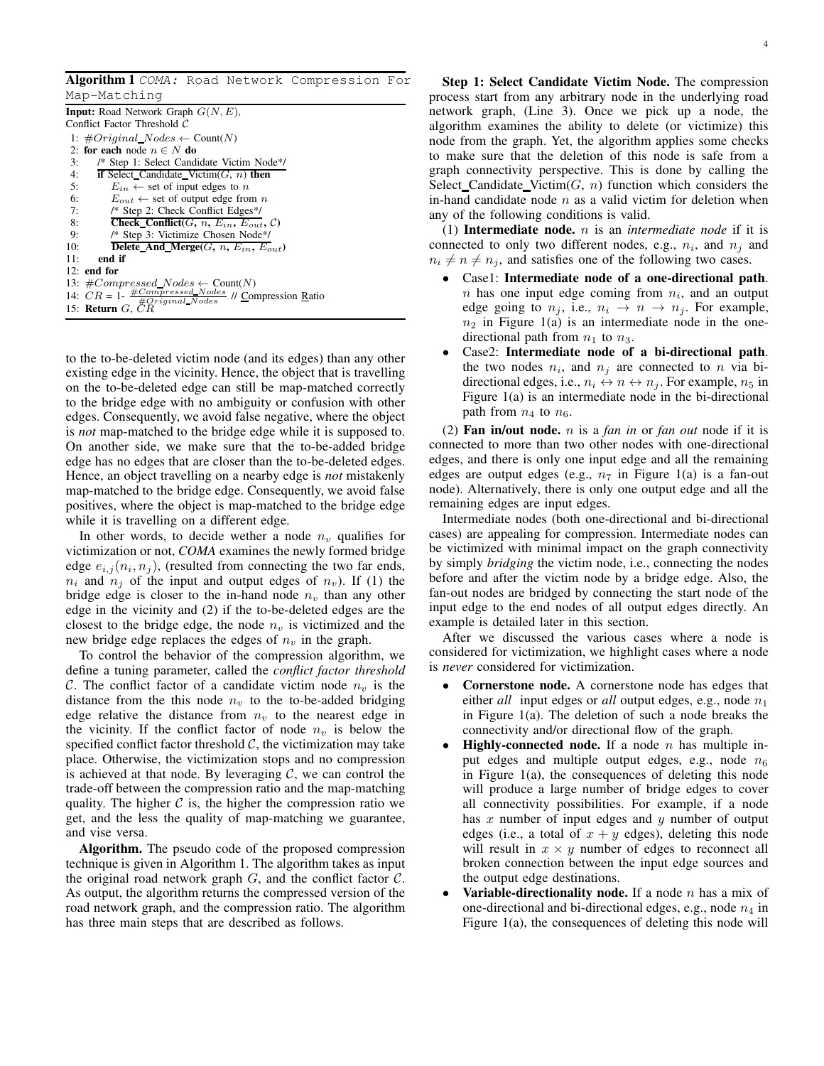**Algorithm 1** *COMA:* Road Network Compression For Map-Matching

**Input:** Road Network Graph $G(N, E)$,
Conflict Factor Threshold $\mathcal{C}$

```
1: #Original_Nodes ← Count(N)
2: for each node n ∈ N do
3:    /* Step 1: Select Candidate Victim Node*/
4:    if Select_Candidate_Victim(G, n) then
5:       E_in ← set of input edges to n
6:       E_out ← set of output edge from n
7:       /* Step 2: Check Conflict Edges*/
8:       Check_Conflict(G, n, E_in, E_out, C)
9:       /* Step 3: Victimize Chosen Node*/
10:      Delete_And_Merge(G, n, E_in, E_out)
11:   end if
12: end for
13: #Compressed_Nodes ← Count(N)
14: CR = 1- #Compressed_Nodes / #Original_Nodes // Compression Ratio
15: Return G, CR
```

to the to-be-deleted victim node (and its edges) than any other existing edge in the vicinity. Hence, the object that is travelling on the to-be-deleted edge can still be map-matched correctly to the bridge edge with no ambiguity or confusion with other edges. Consequently, we avoid false negative, where the object is *not* map-matched to the bridge edge while it is supposed to. On another side, we make sure that the to-be-added bridge edge has no edges that are closer than the to-be-deleted edges. Hence, an object travelling on a nearby edge is *not* mistakenly map-matched to the bridge edge. Consequently, we avoid false positives, where the object is map-matched to the bridge edge while it is travelling on a different edge.

In other words, to decide wether a node $n_v$ qualifies for victimization or not, *COMA* examines the newly formed bridge edge $e_{i,j}(n_i, n_j)$, (resulted from connecting the two far ends, $n_i$ and $n_j$ of the input and output edges of $n_v$). If (1) the bridge edge is closer to the in-hand node $n_v$ than any other edge in the vicinity and (2) if the to-be-deleted edges are the closest to the bridge edge, the node $n_v$ is victimized and the new bridge edge replaces the edges of $n_v$ in the graph.

To control the behavior of the compression algorithm, we define a tuning parameter, called the *conflict factor threshold* $\mathcal{C}$. The conflict factor of a candidate victim node $n_v$ is the distance from the this node $n_v$ to the to-be-added bridging edge relative the distance from $n_v$ to the nearest edge in the vicinity. If the conflict factor of node $n_v$ is below the specified conflict factor threshold $\mathcal{C}$, the victimization may take place. Otherwise, the victimization stops and no compression is achieved at that node. By leveraging $\mathcal{C}$, we can control the trade-off between the compression ratio and the map-matching quality. The higher $\mathcal{C}$ is, the higher the compression ratio we get, and the less the quality of map-matching we guarantee, and vise versa.

**Algorithm.** The pseudo code of the proposed compression technique is given in Algorithm 1. The algorithm takes as input the original road network graph $G$, and the conflict factor $\mathcal{C}$. As output, the algorithm returns the compressed version of the road network graph, and the compression ratio. The algorithm has three main steps that are described as follows.

**Step 1: Select Candidate Victim Node.** The compression process start from any arbitrary node in the underlying road network graph, (Line 3). Once we pick up a node, the algorithm examines the ability to delete (or victimize) this node from the graph. Yet, the algorithm applies some checks to make sure that the deletion of this node is safe from a graph connectivity perspective. This is done by calling the Select_Candidate_Victim($G$, $n$) function which considers the in-hand candidate node $n$ as a valid victim for deletion when any of the following conditions is valid.

(1) **Intermediate node.** $n$ is an *intermediate node* if it is connected to only two different nodes, e.g., $n_i$, and $n_j$ and $n_i \neq n \neq n_j$, and satisfies one of the following two cases.

- Case1: **Intermediate node of a one-directional path**. $n$ has one input edge coming from $n_i$, and an output edge going to $n_j$, i.e., $n_i \rightarrow n \rightarrow n_j$. For example, $n_2$ in Figure 1(a) is an intermediate node in the one-directional path from $n_1$ to $n_3$.
- Case2: **Intermediate node of a bi-directional path**. the two nodes $n_i$, and $n_j$ are connected to $n$ via bi-directional edges, i.e., $n_i \leftrightarrow n \leftrightarrow n_j$. For example, $n_5$ in Figure 1(a) is an intermediate node in the bi-directional path from $n_4$ to $n_6$.

(2) **Fan in/out node.** $n$ is a *fan in* or *fan out* node if it is connected to more than two other nodes with one-directional edges, and there is only one input edge and all the remaining edges are output edges (e.g., $n_7$ in Figure 1(a) is a fan-out node). Alternatively, there is only one output edge and all the remaining edges are input edges.

Intermediate nodes (both one-directional and bi-directional cases) are appealing for compression. Intermediate nodes can be victimized with minimal impact on the graph connectivity by simply *bridging* the victim node, i.e., connecting the nodes before and after the victim node by a bridge edge. Also, the fan-out nodes are bridged by connecting the start node of the input edge to the end nodes of all output edges directly. An example is detailed later in this section.

After we discussed the various cases where a node is considered for victimization, we highlight cases where a node is *never* considered for victimization.

- **Cornerstone node.** A cornerstone node has edges that either *all* input edges or *all* output edges, e.g., node $n_1$ in Figure 1(a). The deletion of such a node breaks the connectivity and/or directional flow of the graph.
- **Highly-connected node.** If a node $n$ has multiple input edges and multiple output edges, e.g., node $n_6$ in Figure 1(a), the consequences of deleting this node will produce a large number of bridge edges to cover all connectivity possibilities. For example, if a node has $x$ number of input edges and $y$ number of output edges (i.e., a total of $x + y$ edges), deleting this node will result in $x \times y$ number of edges to reconnect all broken connection between the input edge sources and the output edge destinations.
- **Variable-directionality node.** If a node $n$ has a mix of one-directional and bi-directional edges, e.g., node $n_4$ in Figure 1(a), the consequences of deleting this node will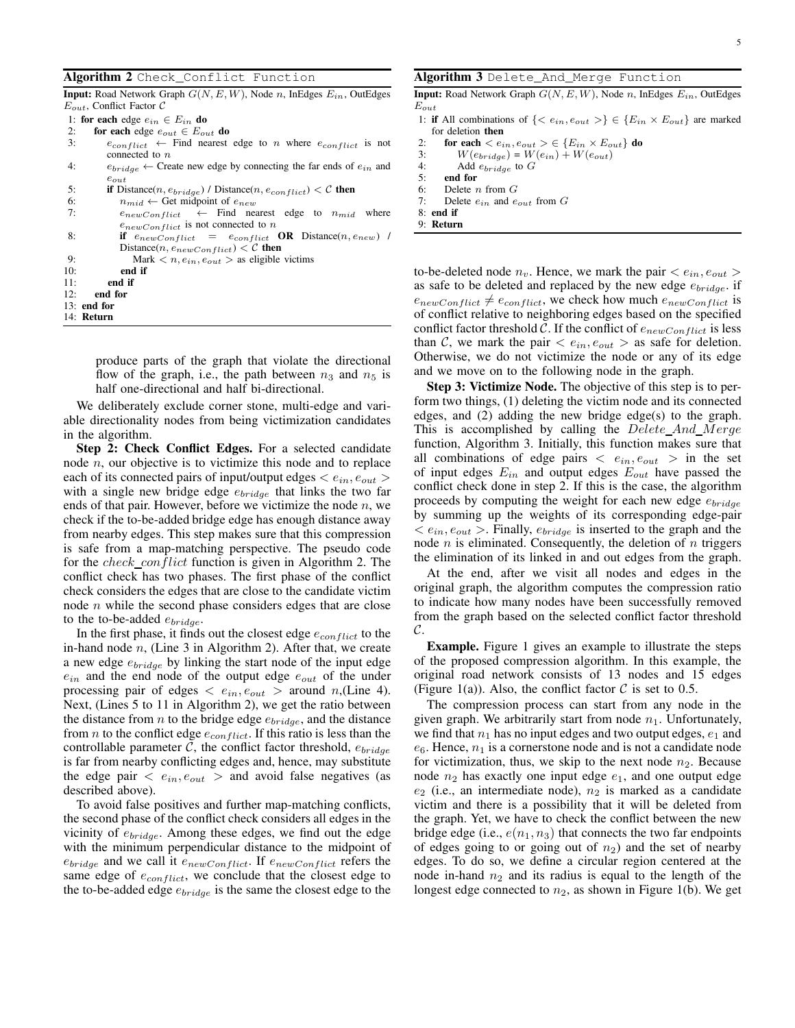**Algorithm 2** Check_Conflict Function

**Input:** Road Network Graph $G(N, E, W)$, Node $n$, InEdges $E_{in}$, OutEdges $E_{out}$, Conflict Factor $\mathcal{C}$

```
1: for each edge e_in ∈ E_in do
2:    for each edge e_out ∈ E_out do
3:       e_conflict ← Find nearest edge to n where e_conflict is not
         connected to n
4:       e_bridge ← Create new edge by connecting the far ends of e_in and
         e_out
5:       if Distance(n, e_bridge) / Distance(n, e_conflict) < C then
6:          n_mid ← Get midpoint of e_new
7:          e_newConflict ← Find nearest edge to n_mid where
            e_newConflict is not connected to n
8:          if e_newConflict = e_conflict OR Distance(n, e_new) /
            Distance(n, e_newConflict) < C then
9:             Mark < n, e_in, e_out > as eligible victims
10:         end if
11:      end if
12:   end for
13: end for
14: Return
```

**Algorithm 3** Delete_And_Merge Function

**Input:** Road Network Graph $G(N, E, W)$, Node $n$, InEdges $E_{in}$, OutEdges $E_{out}$

```
1: if All combinations of {< e_in, e_out >} ∈ {E_in × E_out} are marked
   for deletion then
2:    for each < e_in, e_out > ∈ {E_in × E_out} do
3:       W(e_bridge) = W(e_in) + W(e_out)
4:       Add e_bridge to G
5:    end for
6:    Delete n from G
7:    Delete e_in and e_out from G
8: end if
9: Return
```

produce parts of the graph that violate the directional flow of the graph, i.e., the path between $n_3$ and $n_5$ is half one-directional and half bi-directional.

We deliberately exclude corner stone, multi-edge and variable directionality nodes from being victimization candidates in the algorithm.

**Step 2: Check Conflict Edges.** For a selected candidate node $n$, our objective is to victimize this node and to replace each of its connected pairs of input/output edges $< e_{in}, e_{out} >$ with a single new bridge edge $e_{bridge}$ that links the two far ends of that pair. However, before we victimize the node $n$, we check if the to-be-added bridge edge has enough distance away from nearby edges. This step makes sure that this compression is safe from a map-matching perspective. The pseudo code for the $check\_conflict$ function is given in Algorithm 2. The conflict check has two phases. The first phase of the conflict check considers the edges that are close to the candidate victim node $n$ while the second phase considers edges that are close to the to-be-added $e_{bridge}$.

In the first phase, it finds out the closest edge $e_{conflict}$ to the in-hand node $n$, (Line 3 in Algorithm 2). After that, we create a new edge $e_{bridge}$ by linking the start node of the input edge $e_{in}$ and the end node of the output edge $e_{out}$ of the under processing pair of edges $< e_{in}, e_{out} >$ around $n$,(Line 4). Next, (Lines 5 to 11 in Algorithm 2), we get the ratio between the distance from $n$ to the bridge edge $e_{bridge}$, and the distance from $n$ to the conflict edge $e_{conflict}$. If this ratio is less than the controllable parameter $\mathcal{C}$, the conflict factor threshold, $e_{bridge}$ is far from nearby conflicting edges and, hence, may substitute the edge pair $< e_{in}, e_{out} >$ and avoid false negatives (as described above).

To avoid false positives and further map-matching conflicts, the second phase of the conflict check considers all edges in the vicinity of $e_{bridge}$. Among these edges, we find out the edge with the minimum perpendicular distance to the midpoint of $e_{bridge}$ and we call it $e_{newConflict}$. If $e_{newConflict}$ refers the same edge of $e_{conflict}$, we conclude that the closest edge to the to-be-added edge $e_{bridge}$ is the same the closest edge to the to-be-deleted node $n_v$. Hence, we mark the pair $< e_{in}, e_{out} >$ as safe to be deleted and replaced by the new edge $e_{bridge}$. if $e_{newConflict} \neq e_{conflict}$, we check how much $e_{newConflict}$ is of conflict relative to neighboring edges based on the specified conflict factor threshold $\mathcal{C}$. If the conflict of $e_{newConflict}$ is less than $\mathcal{C}$, we mark the pair $< e_{in}, e_{out} >$ as safe for deletion. Otherwise, we do not victimize the node or any of its edge and we move on to the following node in the graph.

**Step 3: Victimize Node.** The objective of this step is to perform two things, (1) deleting the victim node and its connected edges, and (2) adding the new bridge edge(s) to the graph. This is accomplished by calling the $Delete\_And\_Merge$ function, Algorithm 3. Initially, this function makes sure that all combinations of edge pairs $< e_{in}, e_{out} >$ in the set of input edges $E_{in}$ and output edges $E_{out}$ have passed the conflict check done in step 2. If this is the case, the algorithm proceeds by computing the weight for each new edge $e_{bridge}$ by summing up the weights of its corresponding edge-pair $< e_{in}, e_{out} >$. Finally, $e_{bridge}$ is inserted to the graph and the node $n$ is eliminated. Consequently, the deletion of $n$ triggers the elimination of its linked in and out edges from the graph.

At the end, after we visit all nodes and edges in the original graph, the algorithm computes the compression ratio to indicate how many nodes have been successfully removed from the graph based on the selected conflict factor threshold $\mathcal{C}$.

**Example.** Figure 1 gives an example to illustrate the steps of the proposed compression algorithm. In this example, the original road network consists of 13 nodes and 15 edges (Figure 1(a)). Also, the conflict factor $\mathcal{C}$ is set to 0.5.

The compression process can start from any node in the given graph. We arbitrarily start from node $n_1$. Unfortunately, we find that $n_1$ has no input edges and two output edges, $e_1$ and $e_6$. Hence, $n_1$ is a cornerstone node and is not a candidate node for victimization, thus, we skip to the next node $n_2$. Because node $n_2$ has exactly one input edge $e_1$, and one output edge $e_2$ (i.e., an intermediate node), $n_2$ is marked as a candidate victim and there is a possibility that it will be deleted from the graph. Yet, we have to check the conflict between the new bridge edge (i.e., $e(n_1, n_3)$ that connects the two far endpoints of edges going to or going out of $n_2$) and the set of nearby edges. To do so, we define a circular region centered at the node in-hand $n_2$ and its radius is equal to the length of the longest edge connected to $n_2$, as shown in Figure 1(b). We get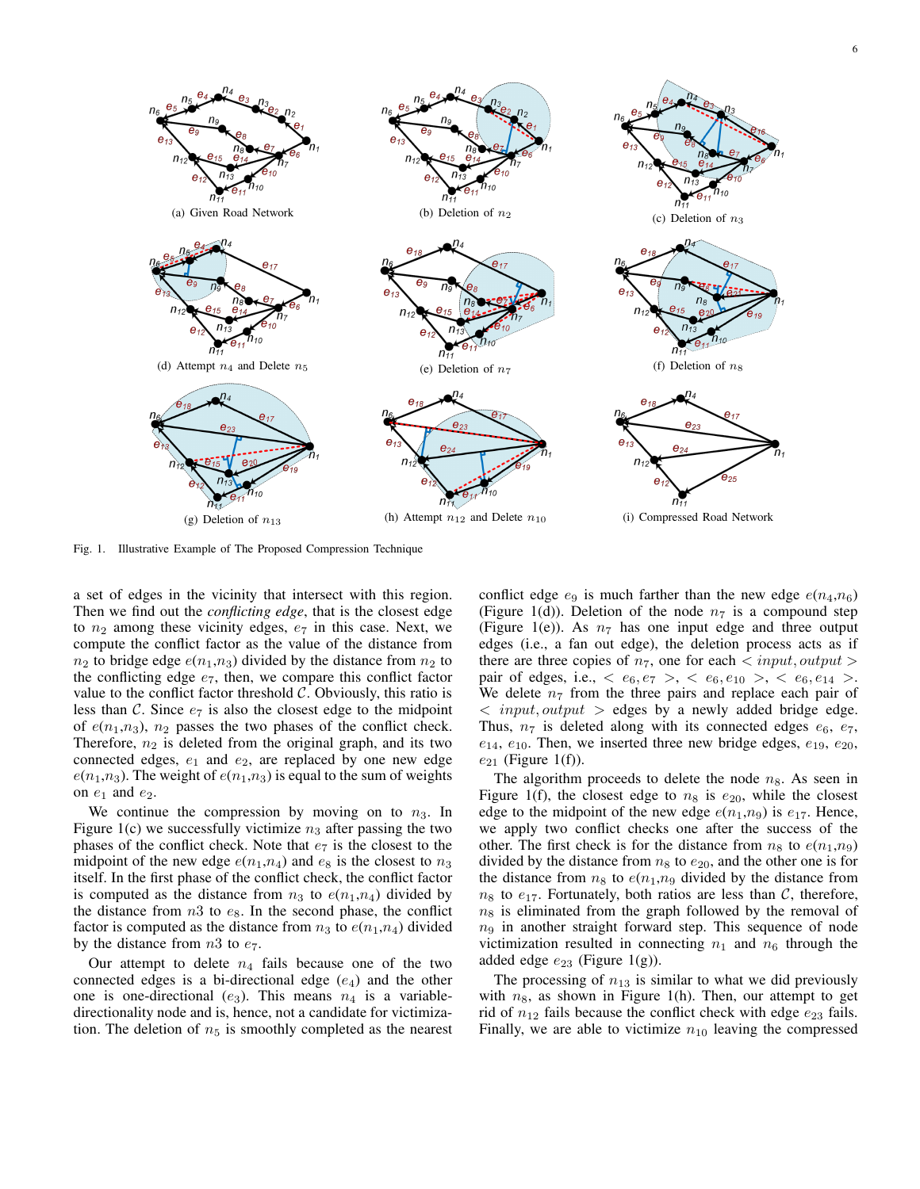(a) Given Road Network

(b) Deletion of $n_2$

(c) Deletion of $n_3$

(d) Attempt $n_4$ and Delete $n_5$

(e) Deletion of $n_7$

(f) Deletion of $n_8$

(g) Deletion of $n_{13}$

(h) Attempt $n_{12}$ and Delete $n_{10}$

(i) Compressed Road Network

Fig. 1. Illustrative Example of The Proposed Compression Technique

a set of edges in the vicinity that intersect with this region. Then we find out the *conflicting edge*, that is the closest edge to $n_2$ among these vicinity edges, $e_7$ in this case. Next, we compute the conflict factor as the value of the distance from $n_2$ to bridge edge $e(n_1,n_3)$ divided by the distance from $n_2$ to the conflicting edge $e_7$, then, we compare this conflict factor value to the conflict factor threshold $\mathcal{C}$. Obviously, this ratio is less than $\mathcal{C}$. Since $e_7$ is also the closest edge to the midpoint of $e(n_1,n_3)$, $n_2$ passes the two phases of the conflict check. Therefore, $n_2$ is deleted from the original graph, and its two connected edges, $e_1$ and $e_2$, are replaced by one new edge $e(n_1,n_3)$. The weight of $e(n_1,n_3)$ is equal to the sum of weights on $e_1$ and $e_2$.

We continue the compression by moving on to $n_3$. In Figure 1(c) we successfully victimize $n_3$ after passing the two phases of the conflict check. Note that $e_7$ is the closest to the midpoint of the new edge $e(n_1,n_4)$ and $e_8$ is the closest to $n_3$ itself. In the first phase of the conflict check, the conflict factor is computed as the distance from $n_3$ to $e(n_1,n_4)$ divided by the distance from $n3$ to $e_8$. In the second phase, the conflict factor is computed as the distance from $n_3$ to $e(n_1,n_4)$ divided by the distance from $n3$ to $e_7$.

Our attempt to delete $n_4$ fails because one of the two connected edges is a bi-directional edge ($e_4$) and the other one is one-directional ($e_3$). This means $n_4$ is a variable-directionality node and is, hence, not a candidate for victimization. The deletion of $n_5$ is smoothly completed as the nearest conflict edge $e_9$ is much farther than the new edge $e(n_4,n_6)$ (Figure 1(d)). Deletion of the node $n_7$ is a compound step (Figure 1(e)). As $n_7$ has one input edge and three output edges (i.e., a fan out edge), the deletion process acts as if there are three copies of $n_7$, one for each $< input, output >$ pair of edges, i.e., $< e_6, e_7 >$, $< e_6, e_{10} >$, $< e_6, e_{14} >$. We delete $n_7$ from the three pairs and replace each pair of $< input, output >$ edges by a newly added bridge edge. Thus, $n_7$ is deleted along with its connected edges $e_6$, $e_7$, $e_{14}$, $e_{10}$. Then, we inserted three new bridge edges, $e_{19}$, $e_{20}$, $e_{21}$ (Figure 1(f)).

The algorithm proceeds to delete the node $n_8$. As seen in Figure 1(f), the closest edge to $n_8$ is $e_{20}$, while the closest edge to the midpoint of the new edge $e(n_1,n_9)$ is $e_{17}$. Hence, we apply two conflict checks one after the success of the other. The first check is for the distance from $n_8$ to $e(n_1,n_9)$ divided by the distance from $n_8$ to $e_{20}$, and the other one is for the distance from $n_8$ to $e(n_1,n_9$ divided by the distance from $n_8$ to $e_{17}$. Fortunately, both ratios are less than $\mathcal{C}$, therefore, $n_8$ is eliminated from the graph followed by the removal of $n_9$ in another straight forward step. This sequence of node victimization resulted in connecting $n_1$ and $n_6$ through the added edge $e_{23}$ (Figure 1(g)).

The processing of $n_{13}$ is similar to what we did previously with $n_8$, as shown in Figure 1(h). Then, our attempt to get rid of $n_{12}$ fails because the conflict check with edge $e_{23}$ fails. Finally, we are able to victimize $n_{10}$ leaving the compressed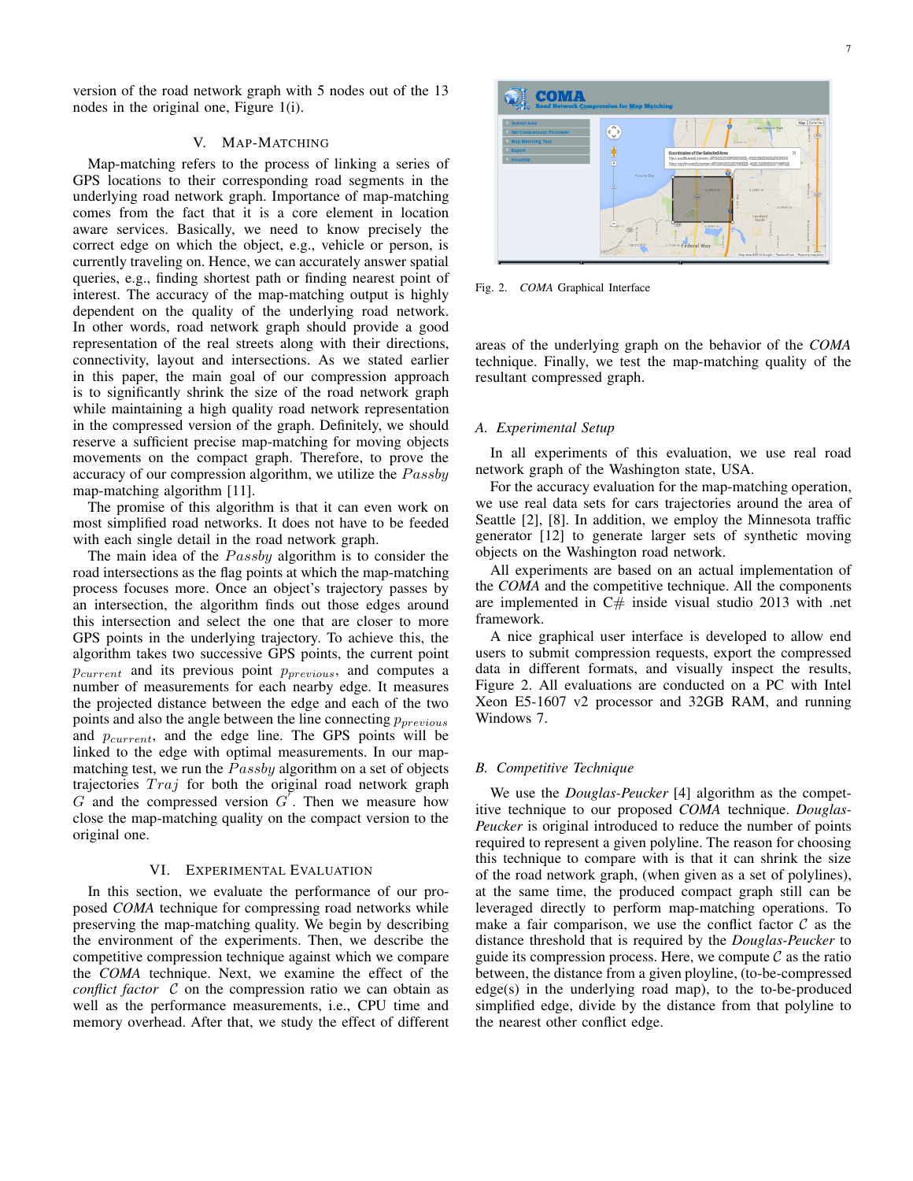version of the road network graph with 5 nodes out of the 13 nodes in the original one, Figure 1(i).

## V. Map-Matching

Map-matching refers to the process of linking a series of GPS locations to their corresponding road segments in the underlying road network graph. Importance of map-matching comes from the fact that it is a core element in location aware services. Basically, we need to know precisely the correct edge on which the object, e.g., vehicle or person, is currently traveling on. Hence, we can accurately answer spatial queries, e.g., finding shortest path or finding nearest point of interest. The accuracy of the map-matching output is highly dependent on the quality of the underlying road network. In other words, road network graph should provide a good representation of the real streets along with their directions, connectivity, layout and intersections. As we stated earlier in this paper, the main goal of our compression approach is to significantly shrink the size of the road network graph while maintaining a high quality road network representation in the compressed version of the graph. Definitely, we should reserve a sufficient precise map-matching for moving objects movements on the compact graph. Therefore, to prove the accuracy of our compression algorithm, we utilize the $Passby$ map-matching algorithm [11].

The promise of this algorithm is that it can even work on most simplified road networks. It does not have to be feeded with each single detail in the road network graph.

The main idea of the $Passby$ algorithm is to consider the road intersections as the flag points at which the map-matching process focuses more. Once an object's trajectory passes by an intersection, the algorithm finds out those edges around this intersection and select the one that are closer to more GPS points in the underlying trajectory. To achieve this, the algorithm takes two successive GPS points, the current point $p_{current}$ and its previous point $p_{previous}$, and computes a number of measurements for each nearby edge. It measures the projected distance between the edge and each of the two points and also the angle between the line connecting $p_{previous}$ and $p_{current}$, and the edge line. The GPS points will be linked to the edge with optimal measurements. In our map-matching test, we run the $Passby$ algorithm on a set of objects trajectories $Traj$ for both the original road network graph $G$ and the compressed version $G'$. Then we measure how close the map-matching quality on the compact version to the original one.

## VI. Experimental Evaluation

In this section, we evaluate the performance of our proposed *COMA* technique for compressing road networks while preserving the map-matching quality. We begin by describing the environment of the experiments. Then, we describe the competitive compression technique against which we compare the *COMA* technique. Next, we examine the effect of the *conflict factor* $\mathcal{C}$ on the compression ratio we can obtain as well as the performance measurements, i.e., CPU time and memory overhead. After that, we study the effect of different areas of the underlying graph on the behavior of the *COMA* technique. Finally, we test the map-matching quality of the resultant compressed graph.

Fig. 2. *COMA* Graphical Interface

### A. Experimental Setup

In all experiments of this evaluation, we use real road network graph of the Washington state, USA.

For the accuracy evaluation for the map-matching operation, we use real data sets for cars trajectories around the area of Seattle [2], [8]. In addition, we employ the Minnesota traffic generator [12] to generate larger sets of synthetic moving objects on the Washington road network.

All experiments are based on an actual implementation of the *COMA* and the competitive technique. All the components are implemented in C# inside visual studio 2013 with .net framework.

A nice graphical user interface is developed to allow end users to submit compression requests, export the compressed data in different formats, and visually inspect the results, Figure 2. All evaluations are conducted on a PC with Intel Xeon E5-1607 v2 processor and 32GB RAM, and running Windows 7.

### B. Competitive Technique

We use the *Douglas-Peucker* [4] algorithm as the competitive technique to our proposed *COMA* technique. *Douglas-Peucker* is original introduced to reduce the number of points required to represent a given polyline. The reason for choosing this technique to compare with is that it can shrink the size of the road network graph, (when given as a set of polylines), at the same time, the produced compact graph still can be leveraged directly to perform map-matching operations. To make a fair comparison, we use the conflict factor $\mathcal{C}$ as the distance threshold that is required by the *Douglas-Peucker* to guide its compression process. Here, we compute $\mathcal{C}$ as the ratio between, the distance from a given ployline, (to-be-compressed edge(s) in the underlying road map), to the to-be-produced simplified edge, divide by the distance from that polyline to the nearest other conflict edge.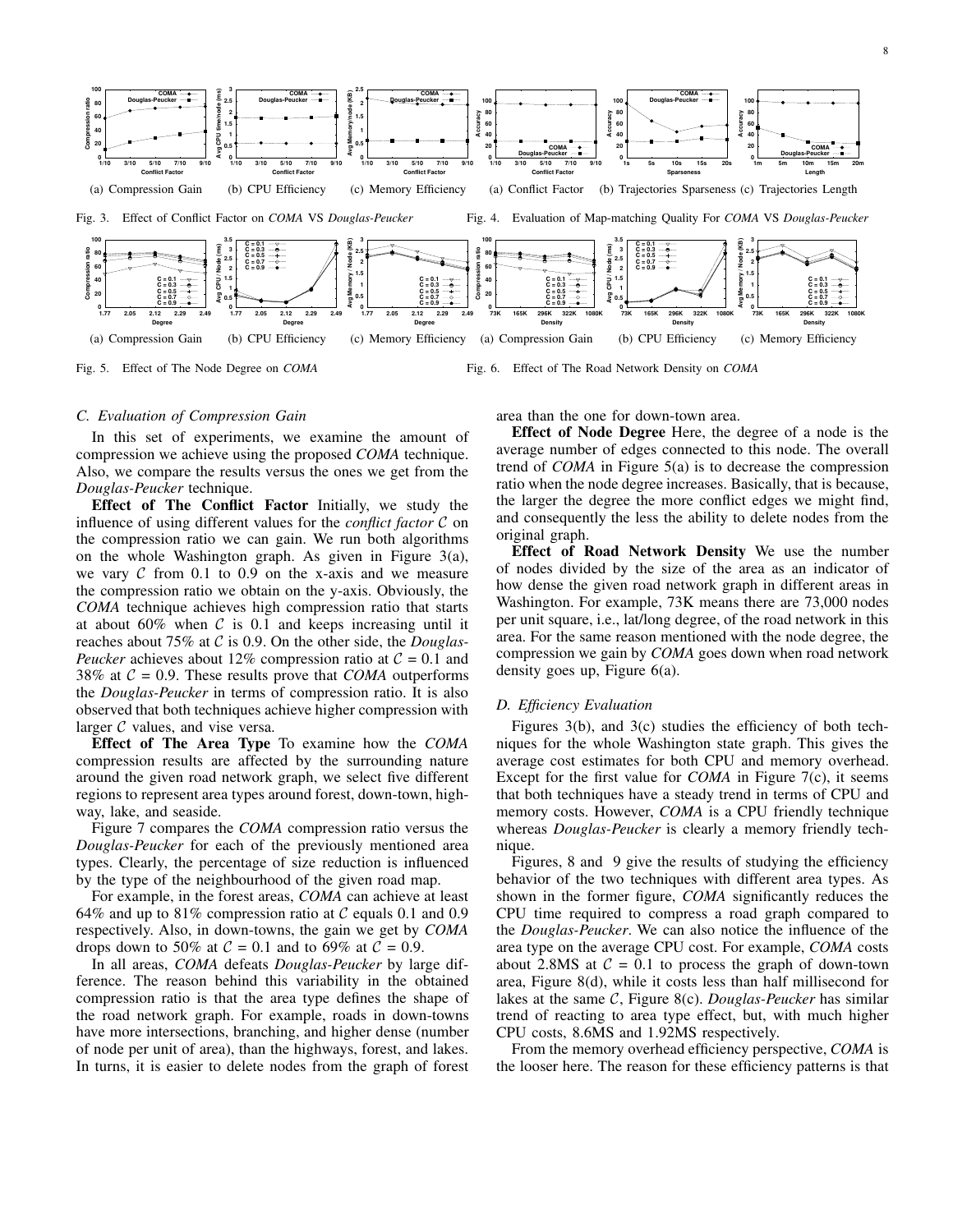(a) Compression Gain (b) CPU Efficiency (c) Memory Efficiency

Fig. 3. Effect of Conflict Factor on *COMA* VS *Douglas-Peucker*

(a) Conflict Factor (b) Trajectories Sparseness (c) Trajectories Length

Fig. 4. Evaluation of Map-matching Quality For *COMA* VS *Douglas-Peucker*

(a) Compression Gain (b) CPU Efficiency (c) Memory Efficiency

Fig. 5. Effect of The Node Degree on *COMA*

(a) Compression Gain (b) CPU Efficiency (c) Memory Efficiency

Fig. 6. Effect of The Road Network Density on *COMA*

### C. Evaluation of Compression Gain

In this set of experiments, we examine the amount of compression we achieve using the proposed *COMA* technique. Also, we compare the results versus the ones we get from the *Douglas-Peucker* technique.

**Effect of The Conflict Factor** Initially, we study the influence of using different values for the *conflict factor* $\mathcal{C}$ on the compression ratio we can gain. We run both algorithms on the whole Washington graph. As given in Figure 3(a), we vary $\mathcal{C}$ from 0.1 to 0.9 on the x-axis and we measure the compression ratio we obtain on the y-axis. Obviously, the *COMA* technique achieves high compression ratio that starts at about 60% when $\mathcal{C}$ is 0.1 and keeps increasing until it reaches about 75% at $\mathcal{C}$ is 0.9. On the other side, the *Douglas-Peucker* achieves about 12% compression ratio at $\mathcal{C}$ = 0.1 and 38% at $\mathcal{C}$ = 0.9. These results prove that *COMA* outperforms the *Douglas-Peucker* in terms of compression ratio. It is also observed that both techniques achieve higher compression with larger $\mathcal{C}$ values, and vise versa.

**Effect of The Area Type** To examine how the *COMA* compression results are affected by the surrounding nature around the given road network graph, we select five different regions to represent area types around forest, down-town, highway, lake, and seaside.

Figure 7 compares the *COMA* compression ratio versus the *Douglas-Peucker* for each of the previously mentioned area types. Clearly, the percentage of size reduction is influenced by the type of the neighbourhood of the given road map.

For example, in the forest areas, *COMA* can achieve at least 64% and up to 81% compression ratio at $\mathcal{C}$ equals 0.1 and 0.9 respectively. Also, in down-towns, the gain we get by *COMA* drops down to 50% at $\mathcal{C}$ = 0.1 and to 69% at $\mathcal{C}$ = 0.9.

In all areas, *COMA* defeats *Douglas-Peucker* by large difference. The reason behind this variability in the obtained compression ratio is that the area type defines the shape of the road network graph. For example, roads in down-towns have more intersections, branching, and higher dense (number of node per unit of area), than the highways, forest, and lakes. In turns, it is easier to delete nodes from the graph of forest area than the one for down-town area.

**Effect of Node Degree** Here, the degree of a node is the average number of edges connected to this node. The overall trend of *COMA* in Figure 5(a) is to decrease the compression ratio when the node degree increases. Basically, that is because, the larger the degree the more conflict edges we might find, and consequently the less the ability to delete nodes from the original graph.

**Effect of Road Network Density** We use the number of nodes divided by the size of the area as an indicator of how dense the given road network graph in different areas in Washington. For example, 73K means there are 73,000 nodes per unit square, i.e., lat/long degree, of the road network in this area. For the same reason mentioned with the node degree, the compression we gain by *COMA* goes down when road network density goes up, Figure 6(a).

### D. Efficiency Evaluation

Figures 3(b), and 3(c) studies the efficiency of both techniques for the whole Washington state graph. This gives the average cost estimates for both CPU and memory overhead. Except for the first value for *COMA* in Figure 7(c), it seems that both techniques have a steady trend in terms of CPU and memory costs. However, *COMA* is a CPU friendly technique whereas *Douglas-Peucker* is clearly a memory friendly technique.

Figures, 8 and 9 give the results of studying the efficiency behavior of the two techniques with different area types. As shown in the former figure, *COMA* significantly reduces the CPU time required to compress a road graph compared to the *Douglas-Peucker*. We can also notice the influence of the area type on the average CPU cost. For example, *COMA* costs about 2.8MS at $\mathcal{C}$ = 0.1 to process the graph of down-town area, Figure 8(d), while it costs less than half millisecond for lakes at the same $\mathcal{C}$, Figure 8(c). *Douglas-Peucker* has similar trend of reacting to area type effect, but, with much higher CPU costs, 8.6MS and 1.92MS respectively.

From the memory overhead efficiency perspective, *COMA* is the looser here. The reason for these efficiency patterns is that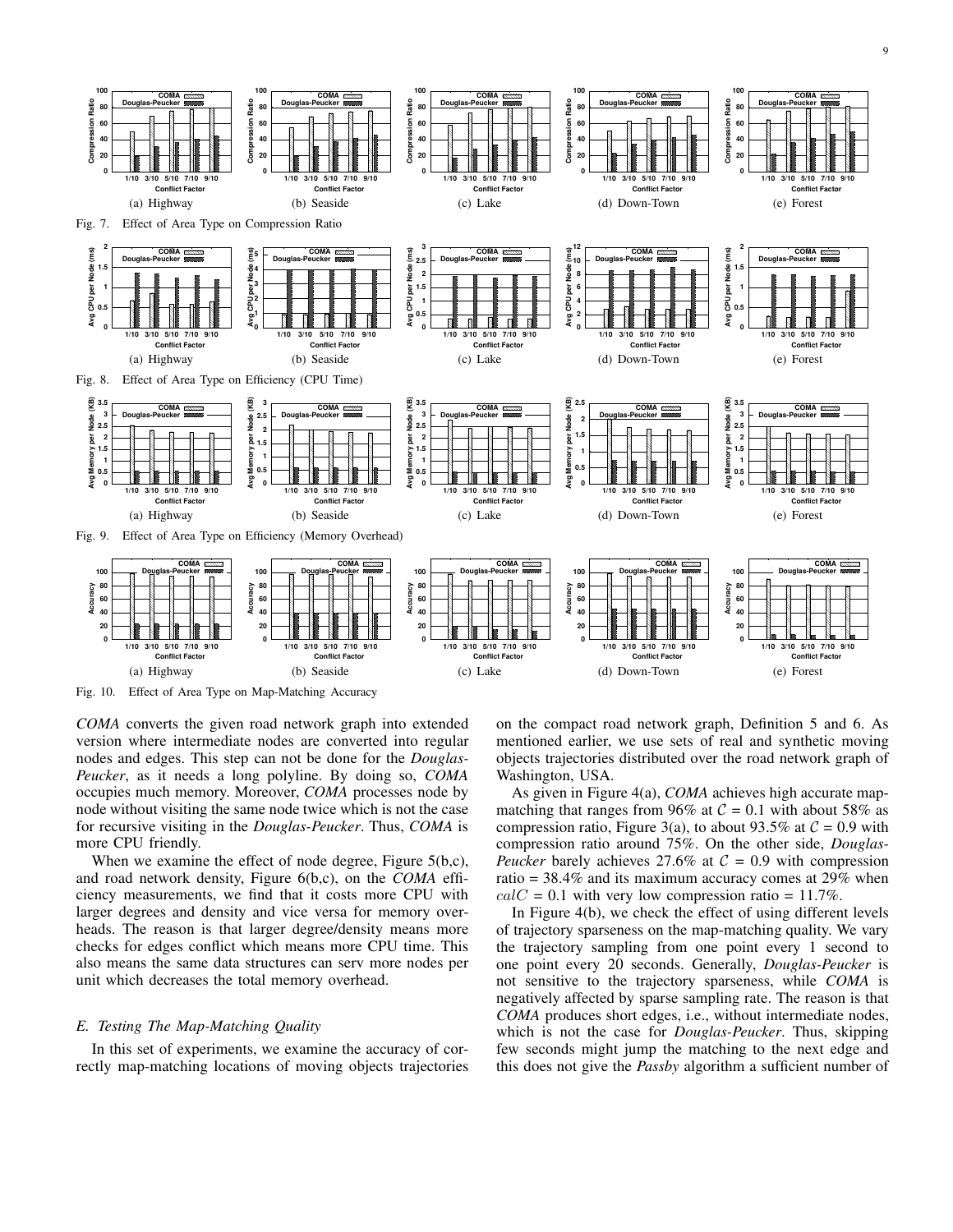(a) Highway (b) Seaside (c) Lake (d) Down-Town (e) Forest

Fig. 7. Effect of Area Type on Compression Ratio

(a) Highway (b) Seaside (c) Lake (d) Down-Town (e) Forest

Fig. 8. Effect of Area Type on Efficiency (CPU Time)

(a) Highway (b) Seaside (c) Lake (d) Down-Town (e) Forest

Fig. 9. Effect of Area Type on Efficiency (Memory Overhead)

(a) Highway (b) Seaside (c) Lake (d) Down-Town (e) Forest

Fig. 10. Effect of Area Type on Map-Matching Accuracy

*COMA* converts the given road network graph into extended version where intermediate nodes are converted into regular nodes and edges. This step can not be done for the *Douglas-Peucker*, as it needs a long polyline. By doing so, *COMA* occupies much memory. Moreover, *COMA* processes node by node without visiting the same node twice which is not the case for recursive visiting in the *Douglas-Peucker*. Thus, *COMA* is more CPU friendly.

When we examine the effect of node degree, Figure 5(b,c), and road network density, Figure 6(b,c), on the *COMA* efficiency measurements, we find that it costs more CPU with larger degrees and density and vice versa for memory overheads. The reason is that larger degree/density means more checks for edges conflict which means more CPU time. This also means the same data structures can serv more nodes per unit which decreases the total memory overhead.

### E. Testing The Map-Matching Quality

In this set of experiments, we examine the accuracy of correctly map-matching locations of moving objects trajectories on the compact road network graph, Definition 5 and 6. As mentioned earlier, we use sets of real and synthetic moving objects trajectories distributed over the road network graph of Washington, USA.

As given in Figure 4(a), *COMA* achieves high accurate map-matching that ranges from 96% at $\mathcal{C}$ = 0.1 with about 58% as compression ratio, Figure 3(a), to about 93.5% at $\mathcal{C}$ = 0.9 with compression ratio around 75%. On the other side, *Douglas-Peucker* barely achieves 27.6% at $\mathcal{C}$ = 0.9 with compression ratio = 38.4% and its maximum accuracy comes at 29% when $calC$ = 0.1 with very low compression ratio = 11.7%.

In Figure 4(b), we check the effect of using different levels of trajectory sparseness on the map-matching quality. We vary the trajectory sampling from one point every 1 second to one point every 20 seconds. Generally, *Douglas-Peucker* is not sensitive to the trajectory sparseness, while *COMA* is negatively affected by sparse sampling rate. The reason is that *COMA* produces short edges, i.e., without intermediate nodes, which is not the case for *Douglas-Peucker*. Thus, skipping few seconds might jump the matching to the next edge and this does not give the *Passby* algorithm a sufficient number of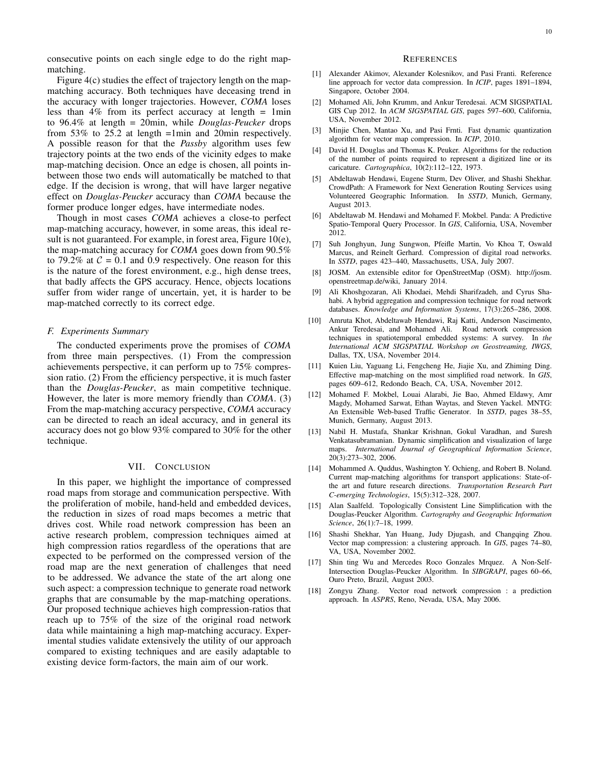consecutive points on each single edge to do the right map-matching.

Figure 4(c) studies the effect of trajectory length on the map-matching accuracy. Both techniques have deceasing trend in the accuracy with longer trajectories. However, *COMA* loses less than 4% from its perfect accuracy at length = 1min to 96.4% at length = 20min, while *Douglas-Peucker* drops from 53% to 25.2 at length =1min and 20min respectively. A possible reason for that the *Passby* algorithm uses few trajectory points at the two ends of the vicinity edges to make map-matching decision. Once an edge is chosen, all points in-between those two ends will automatically be matched to that edge. If the decision is wrong, that will have larger negative effect on *Douglas-Peucker* accuracy than *COMA* because the former produce longer edges, have intermediate nodes.

Though in most cases *COMA* achieves a close-to perfect map-matching accuracy, however, in some areas, this ideal result is not guaranteed. For example, in forest area, Figure 10(e), the map-matching accuracy for *COMA* goes down from 90.5% to 79.2% at $\mathcal{C}$ = 0.1 and 0.9 respectively. One reason for this is the nature of the forest environment, e.g., high dense trees, that badly affects the GPS accuracy. Hence, objects locations suffer from wider range of uncertain, yet, it is harder to be map-matched correctly to its correct edge.

### F. Experiments Summary

The conducted experiments prove the promises of *COMA* from three main perspectives. (1) From the compression achievements perspective, it can perform up to 75% compression ratio. (2) From the efficiency perspective, it is much faster than the *Douglas-Peucker*, as main competitive technique. However, the later is more memory friendly than *COMA*. (3) From the map-matching accuracy perspective, *COMA* accuracy can be directed to reach an ideal accuracy, and in general its accuracy does not go blow 93% compared to 30% for the other technique.

## VII. Conclusion

In this paper, we highlight the importance of compressed road maps from storage and communication perspective. With the proliferation of mobile, hand-held and embedded devices, the reduction in sizes of road maps becomes a metric that drives cost. While road network compression has been an active research problem, compression techniques aimed at high compression ratios regardless of the operations that are expected to be performed on the compressed version of the road map are the next generation of challenges that need to be addressed. We advance the state of the art along one such aspect: a compression technique to generate road network graphs that are consumable by the map-matching operations. Our proposed technique achieves high compression-ratios that reach up to 75% of the size of the original road network data while maintaining a high map-matching accuracy. Experimental studies validate extensively the utility of our approach compared to existing techniques and are easily adaptable to existing device form-factors, the main aim of our work.

## References

[1] Alexander Akimov, Alexander Kolesnikov, and Pasi Franti. Reference line approach for vector data compression. In *ICIP*, pages 1891–1894, Singapore, October 2004.

[2] Mohamed Ali, John Krumm, and Ankur Teredesai. ACM SIGSPATIAL GIS Cup 2012. In *ACM SIGSPATIAL GIS*, pages 597–600, California, USA, November 2012.

[3] Minjie Chen, Mantao Xu, and Pasi Frnti. Fast dynamic quantization algorithm for vector map compression. In *ICIP*, 2010.

[4] David H. Douglas and Thomas K. Peuker. Algorithms for the reduction of the number of points required to represent a digitized line or its caricature. *Cartographica*, 10(2):112–122, 1973.

[5] Abdeltawab Hendawi, Eugene Sturm, Dev Oliver, and Shashi Shekhar. CrowdPath: A Framework for Next Generation Routing Services using Volunteered Geographic Information. In *SSTD*, Munich, Germany, August 2013.

[6] Abdeltawab M. Hendawi and Mohamed F. Mokbel. Panda: A Predictive Spatio-Temporal Query Processor. In *GIS*, California, USA, November 2012.

[7] Suh Jonghyun, Jung Sungwon, Pfeifle Martin, Vo Khoa T, Oswald Marcus, and Reinelt Gerhard. Compression of digital road networks. In *SSTD*, pages 423–440, Massachusetts, USA, July 2007.

[8] JOSM. An extensible editor for OpenStreetMap (OSM). http://josm.openstreetmap.de/wiki, January 2014.

[9] Ali Khoshgozaran, Ali Khodaei, Mehdi Sharifzadeh, and Cyrus Shahabi. A hybrid aggregation and compression technique for road network databases. *Knowledge and Information Systems*, 17(3):265–286, 2008.

[10] Amruta Khot, Abdeltawab Hendawi, Raj Katti, Anderson Nascimento, Ankur Teredesai, and Mohamed Ali. Road network compression techniques in spatiotemporal embedded systems: A survey. In *the International ACM SIGSPATIAL Workshop on Geostreaming, IWGS*, Dallas, TX, USA, November 2014.

[11] Kuien Liu, Yaguang Li, Fengcheng He, Jiajie Xu, and Zhiming Ding. Effective map-matching on the most simplified road network. In *GIS*, pages 609–612, Redondo Beach, CA, USA, November 2012.

[12] Mohamed F. Mokbel, Louai Alarabi, Jie Bao, Ahmed Eldawy, Amr Magdy, Mohamed Sarwat, Ethan Waytas, and Steven Yackel. MNTG: An Extensible Web-based Traffic Generator. In *SSTD*, pages 38–55, Munich, Germany, August 2013.

[13] Nabil H. Mustafa, Shankar Krishnan, Gokul Varadhan, and Suresh Venkatasubramanian. Dynamic simplification and visualization of large maps. *International Journal of Geographical Information Science*, 20(3):273–302, 2006.

[14] Mohammed A. Quddus, Washington Y. Ochieng, and Robert B. Noland. Current map-matching algorithms for transport applications: State-of-the art and future research directions. *Transportation Research Part C-emerging Technologies*, 15(5):312–328, 2007.

[15] Alan Saalfeld. Topologically Consistent Line Simplification with the Douglas-Peucker Algorithm. *Cartography and Geographic Information Science*, 26(1):7–18, 1999.

[16] Shashi Shekhar, Yan Huang, Judy Djugash, and Changqing Zhou. Vector map compression: a clustering approach. In *GIS*, pages 74–80, VA, USA, November 2002.

[17] Shin ting Wu and Mercedes Roco Gonzales Mrquez. A Non-Self-Intersection Douglas-Peucker Algorithm. In *SIBGRAPI*, pages 60–66, Ouro Preto, Brazil, August 2003.

[18] Zongyu Zhang. Vector road network compression : a prediction approach. In *ASPRS*, Reno, Nevada, USA, May 2006.